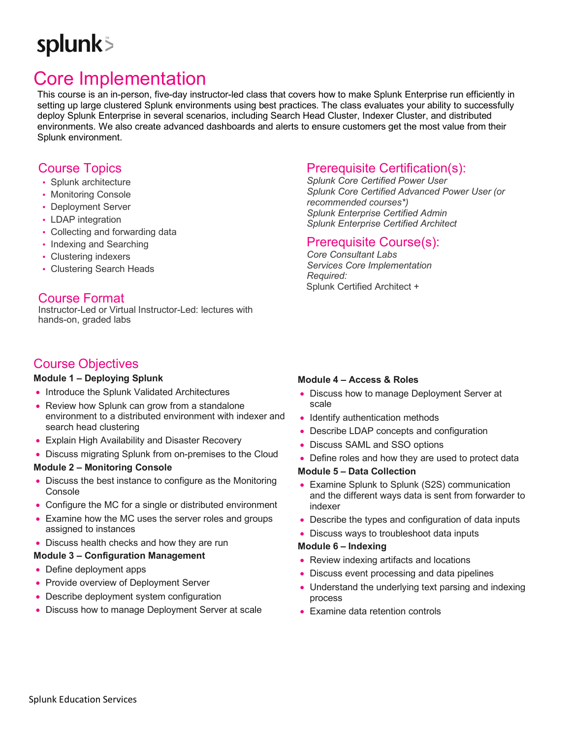splunk>

# Core Implementation

This course is an in-person, five-day instructor-led class that covers how to make Splunk Enterprise run efficiently in setting up large clustered Splunk environments using best practices. The class evaluates your ability to successfully deploy Splunk Enterprise in several scenarios, including Search Head Cluster, Indexer Cluster, and distributed environments. We also create advanced dashboards and alerts to ensure customers get the most value from their Splunk environment.

## Course Topics

- Splunk architecture
- Monitoring Console
- Deployment Server
- LDAP integration
- Collecting and forwarding data
- Indexing and Searching
- Clustering indexers
- Clustering Search Heads

## Course Format

Instructor-Led or Virtual Instructor-Led: lectures with hands-on, graded labs

## Prerequisite Certification(s):

*Splunk Core Certified Power User*
*Splunk Core Certified Advanced Power User (or recommended courses*)*
*Splunk Enterprise Certified Admin*
*Splunk Enterprise Certified Architect*

## Prerequisite Course(s):

*Core Consultant Labs*
*Services Core Implementation*
*Required:*
Splunk Certified Architect +

## Course Objectives

**Module 1 – Deploying Splunk**

- Introduce the Splunk Validated Architectures
- Review how Splunk can grow from a standalone environment to a distributed environment with indexer and search head clustering
- Explain High Availability and Disaster Recovery
- Discuss migrating Splunk from on-premises to the Cloud

**Module 2 – Monitoring Console**

- Discuss the best instance to configure as the Monitoring Console
- Configure the MC for a single or distributed environment
- Examine how the MC uses the server roles and groups assigned to instances
- Discuss health checks and how they are run

**Module 3 – Configuration Management**

- Define deployment apps
- Provide overview of Deployment Server
- Describe deployment system configuration
- Discuss how to manage Deployment Server at scale

**Module 4 – Access & Roles**

- Discuss how to manage Deployment Server at scale
- Identify authentication methods
- Describe LDAP concepts and configuration
- Discuss SAML and SSO options
- Define roles and how they are used to protect data

**Module 5 – Data Collection**

- Examine Splunk to Splunk (S2S) communication and the different ways data is sent from forwarder to indexer
- Describe the types and configuration of data inputs
- Discuss ways to troubleshoot data inputs

**Module 6 – Indexing**

- Review indexing artifacts and locations
- Discuss event processing and data pipelines
- Understand the underlying text parsing and indexing process
- Examine data retention controls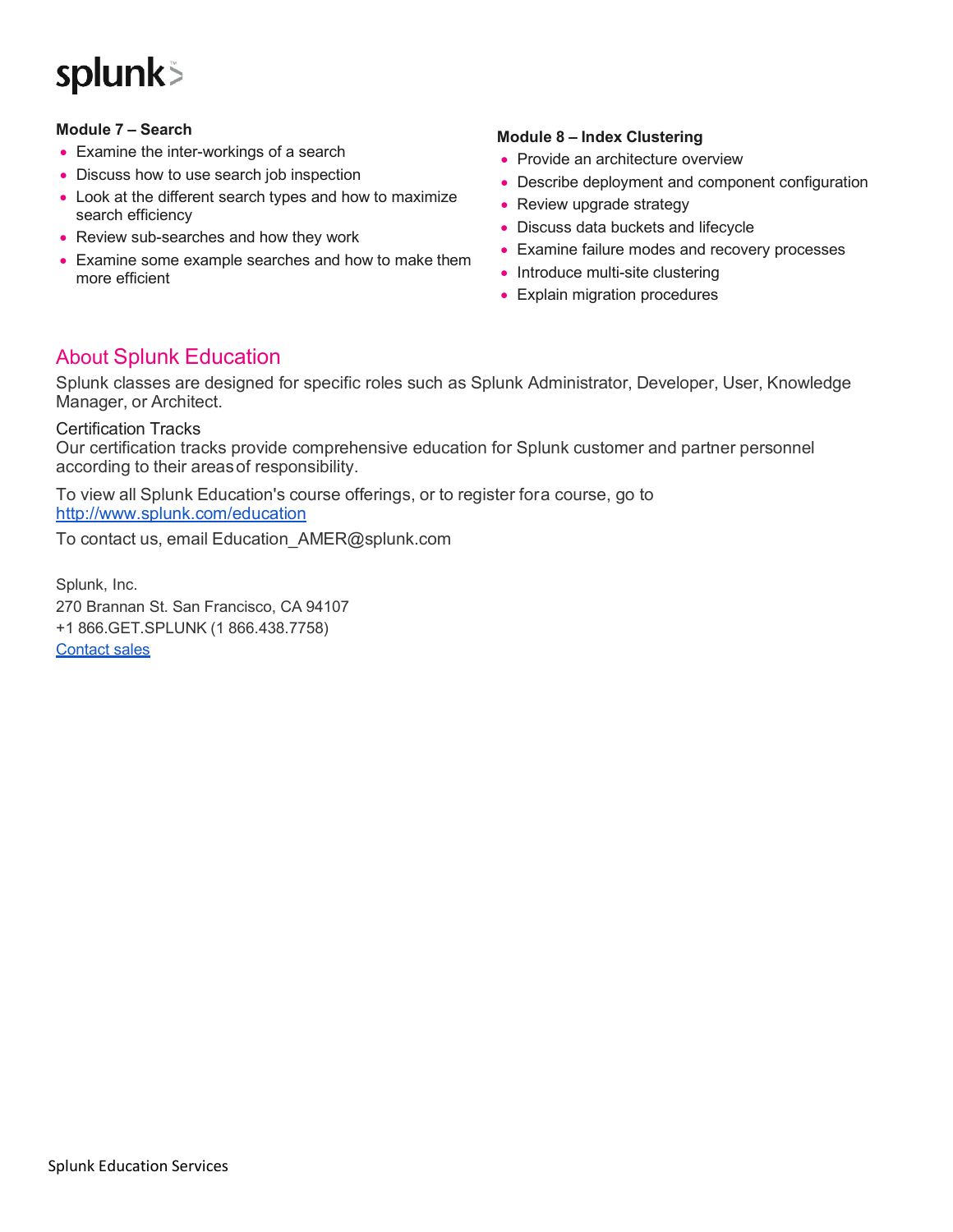**Module 7 – Search**

- Examine the inter-workings of a search
- Discuss how to use search job inspection
- Look at the different search types and how to maximize search efficiency
- Review sub-searches and how they work
- Examine some example searches and how to make them more efficient

**Module 8 – Index Clustering**

- Provide an architecture overview
- Describe deployment and component configuration
- Review upgrade strategy
- Discuss data buckets and lifecycle
- Examine failure modes and recovery processes
- Introduce multi-site clustering
- Explain migration procedures

## About Splunk Education

Splunk classes are designed for specific roles such as Splunk Administrator, Developer, User, Knowledge Manager, or Architect.

Certification Tracks
Our certification tracks provide comprehensive education for Splunk customer and partner personnel according to their areas of responsibility.

To view all Splunk Education's course offerings, or to register for a course, go to [http://www.splunk.com/education](http://www.splunk.com/education)

To contact us, email Education_AMER@splunk.com

Splunk, Inc.
270 Brannan St. San Francisco, CA 94107
+1 866.GET.SPLUNK (1 866.438.7758)
Contact sales